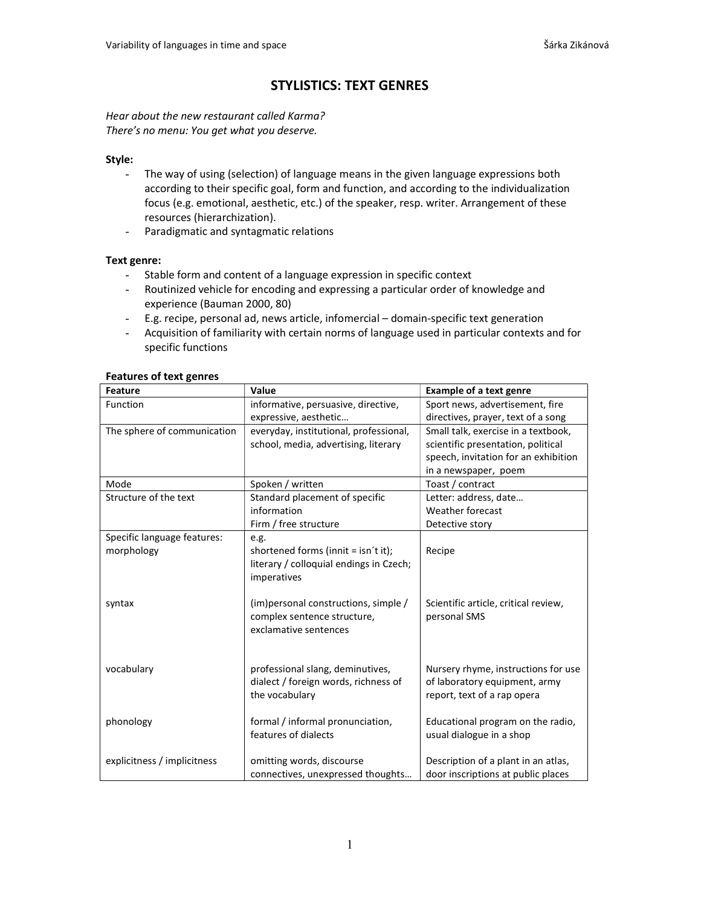# STYLISTICS: TEXT GENRES

*Hear about the new restaurant called Karma?*
*There's no menu: You get what you deserve.*

**Style:**

- The way of using (selection) of language means in the given language expressions both according to their specific goal, form and function, and according to the individualization focus (e.g. emotional, aesthetic, etc.) of the speaker, resp. writer. Arrangement of these resources (hierarchization).
- Paradigmatic and syntagmatic relations

**Text genre:**

- Stable form and content of a language expression in specific context
- Routinized vehicle for encoding and expressing a particular order of knowledge and experience (Bauman 2000, 80)
- E.g. recipe, personal ad, news article, infomercial – domain-specific text generation
- Acquisition of familiarity with certain norms of language used in particular contexts and for specific functions

**Features of text genres**

| Feature | Value | Example of a text genre |
| --- | --- | --- |
| Function | informative, persuasive, directive, expressive, aesthetic… | Sport news, advertisement, fire directives, prayer, text of a song |
| The sphere of communication | everyday, institutional, professional, school, media, advertising, literary | Small talk, exercise in a textbook, scientific presentation, political speech, invitation for an exhibition in a newspaper, poem |
| Mode | Spoken / written | Toast / contract |
| Structure of the text | Standard placement of specific information<br>Firm / free structure | Letter: address, date…<br>Weather forecast<br>Detective story |
| Specific language features:<br>morphology | e.g.<br>shortened forms (innit = isn´t it); literary / colloquial endings in Czech; imperatives | Recipe |
| syntax | (im)personal constructions, simple / complex sentence structure, exclamative sentences | Scientific article, critical review, personal SMS |
| vocabulary | professional slang, deminutives, dialect / foreign words, richness of the vocabulary | Nursery rhyme, instructions for use of laboratory equipment, army report, text of a rap opera |
| phonology | formal / informal pronunciation, features of dialects | Educational program on the radio, usual dialogue in a shop |
| explicitness / implicitness | omitting words, discourse connectives, unexpressed thoughts… | Description of a plant in an atlas, door inscriptions at public places |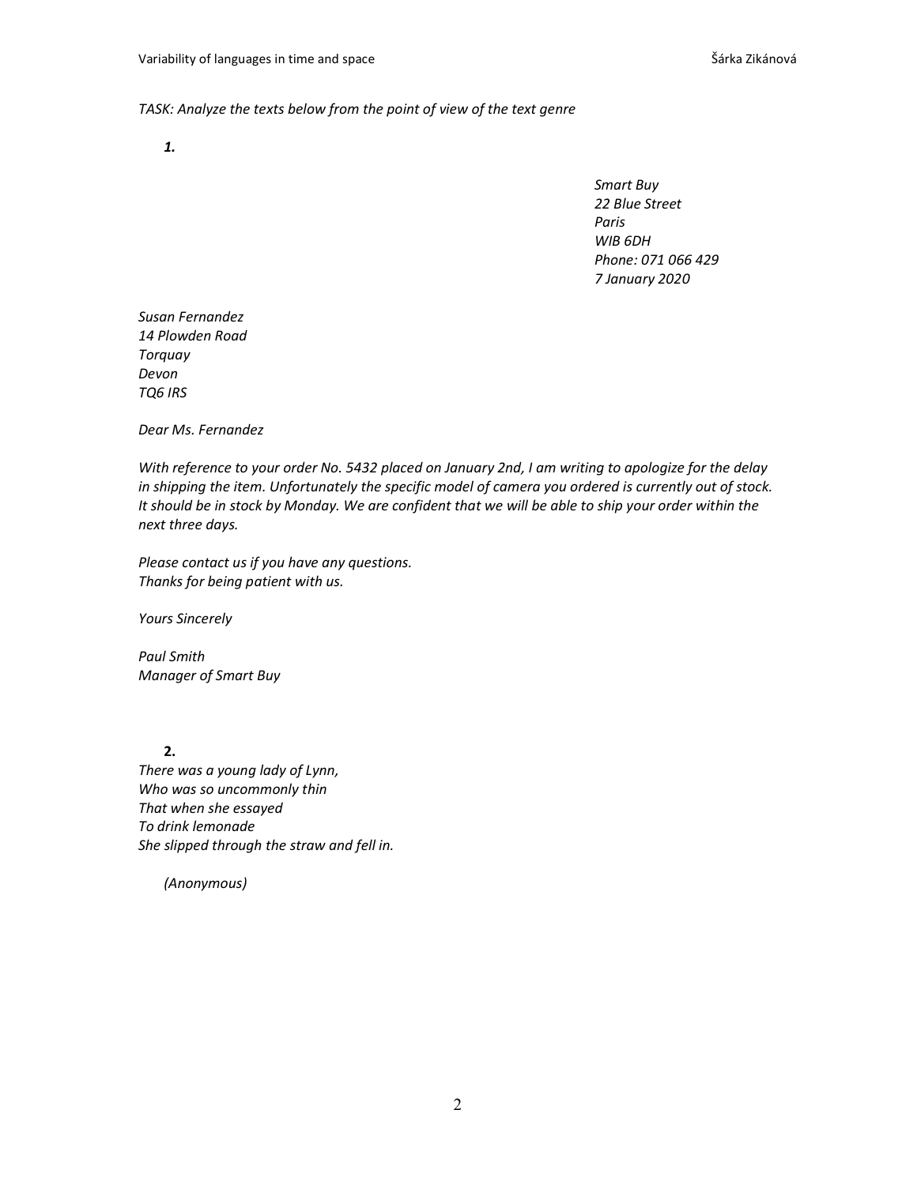*TASK: Analyze the texts below from the point of view of the text genre*

***1.***

*Smart Buy*
*22 Blue Street*
*Paris*
*WIB 6DH*
*Phone: 071 066 429*
*7 January 2020*

*Susan Fernandez*
*14 Plowden Road*
*Torquay*
*Devon*
*TQ6 IRS*

*Dear Ms. Fernandez*

*With reference to your order No. 5432 placed on January 2nd, I am writing to apologize for the delay in shipping the item. Unfortunately the specific model of camera you ordered is currently out of stock. It should be in stock by Monday. We are confident that we will be able to ship your order within the next three days.*

*Please contact us if you have any questions.*
*Thanks for being patient with us.*

*Yours Sincerely*

*Paul Smith*
*Manager of Smart Buy*

**2.**

*There was a young lady of Lynn,*
*Who was so uncommonly thin*
*That when she essayed*
*To drink lemonade*
*She slipped through the straw and fell in.*

*(Anonymous)*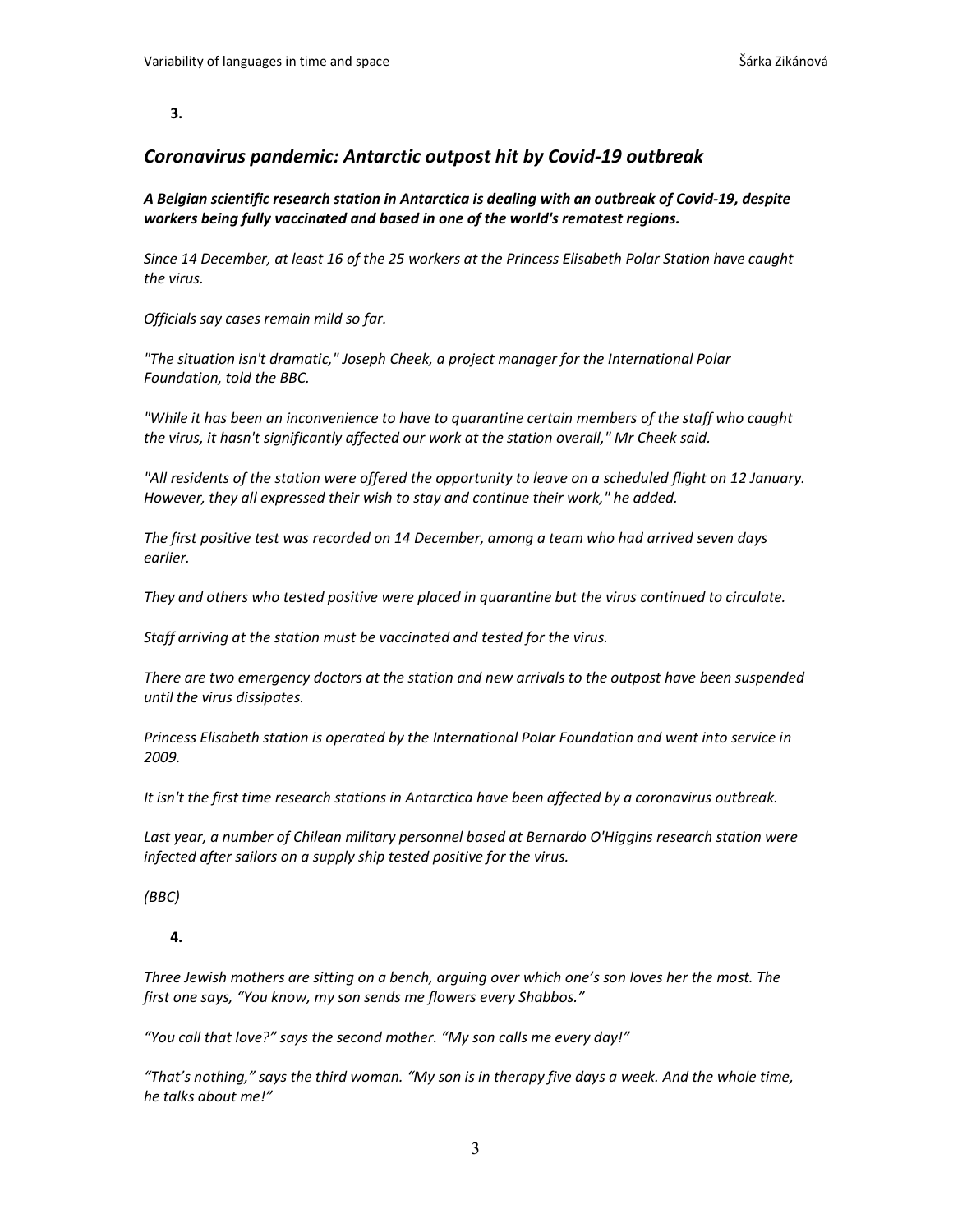**3.**

## *Coronavirus pandemic: Antarctic outpost hit by Covid-19 outbreak*

***A Belgian scientific research station in Antarctica is dealing with an outbreak of Covid-19, despite workers being fully vaccinated and based in one of the world's remotest regions.***

*Since 14 December, at least 16 of the 25 workers at the Princess Elisabeth Polar Station have caught the virus.*

*Officials say cases remain mild so far.*

*"The situation isn't dramatic," Joseph Cheek, a project manager for the International Polar Foundation, told the BBC.*

*"While it has been an inconvenience to have to quarantine certain members of the staff who caught the virus, it hasn't significantly affected our work at the station overall," Mr Cheek said.*

*"All residents of the station were offered the opportunity to leave on a scheduled flight on 12 January. However, they all expressed their wish to stay and continue their work," he added.*

*The first positive test was recorded on 14 December, among a team who had arrived seven days earlier.*

*They and others who tested positive were placed in quarantine but the virus continued to circulate.*

*Staff arriving at the station must be vaccinated and tested for the virus.*

*There are two emergency doctors at the station and new arrivals to the outpost have been suspended until the virus dissipates.*

*Princess Elisabeth station is operated by the International Polar Foundation and went into service in 2009.*

*It isn't the first time research stations in Antarctica have been affected by a coronavirus outbreak.*

*Last year, a number of Chilean military personnel based at Bernardo O'Higgins research station were infected after sailors on a supply ship tested positive for the virus.*

*(BBC)*

**4.**

*Three Jewish mothers are sitting on a bench, arguing over which one's son loves her the most. The first one says, "You know, my son sends me flowers every Shabbos."*

*"You call that love?" says the second mother. "My son calls me every day!"*

*"That's nothing," says the third woman. "My son is in therapy five days a week. And the whole time, he talks about me!"*